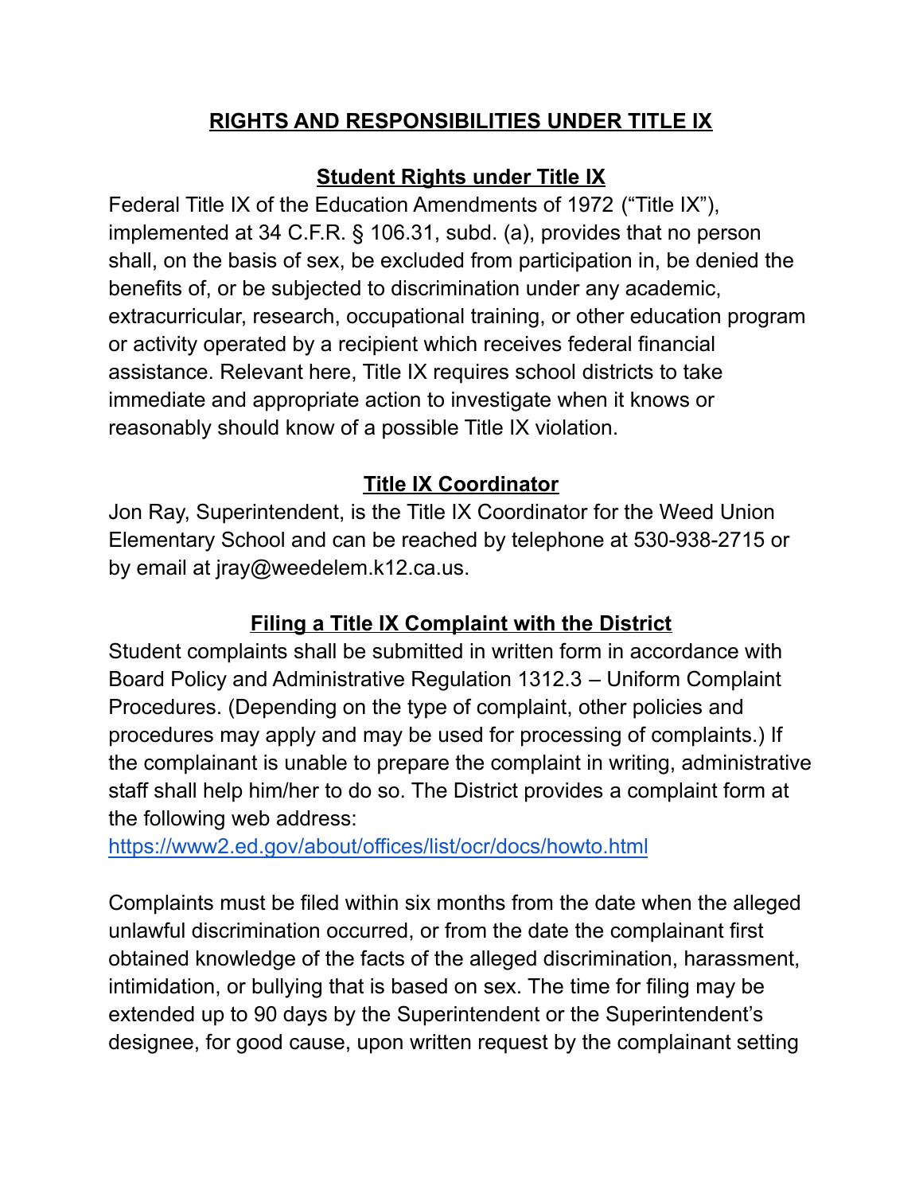# RIGHTS AND RESPONSIBILITIES UNDER TITLE IX

## Student Rights under Title IX

Federal Title IX of the Education Amendments of 1972 ("Title IX"), implemented at 34 C.F.R. § 106.31, subd. (a), provides that no person shall, on the basis of sex, be excluded from participation in, be denied the benefits of, or be subjected to discrimination under any academic, extracurricular, research, occupational training, or other education program or activity operated by a recipient which receives federal financial assistance. Relevant here, Title IX requires school districts to take immediate and appropriate action to investigate when it knows or reasonably should know of a possible Title IX violation.

## Title IX Coordinator

Jon Ray, Superintendent, is the Title IX Coordinator for the Weed Union Elementary School and can be reached by telephone at 530-938-2715 or by email at jray@weedelem.k12.ca.us.

## Filing a Title IX Complaint with the District

Student complaints shall be submitted in written form in accordance with Board Policy and Administrative Regulation 1312.3 – Uniform Complaint Procedures. (Depending on the type of complaint, other policies and procedures may apply and may be used for processing of complaints.) If the complainant is unable to prepare the complaint in writing, administrative staff shall help him/her to do so. The District provides a complaint form at the following web address:
[https://www2.ed.gov/about/offices/list/ocr/docs/howto.html](https://www2.ed.gov/about/offices/list/ocr/docs/howto.html)

Complaints must be filed within six months from the date when the alleged unlawful discrimination occurred, or from the date the complainant first obtained knowledge of the facts of the alleged discrimination, harassment, intimidation, or bullying that is based on sex. The time for filing may be extended up to 90 days by the Superintendent or the Superintendent's designee, for good cause, upon written request by the complainant setting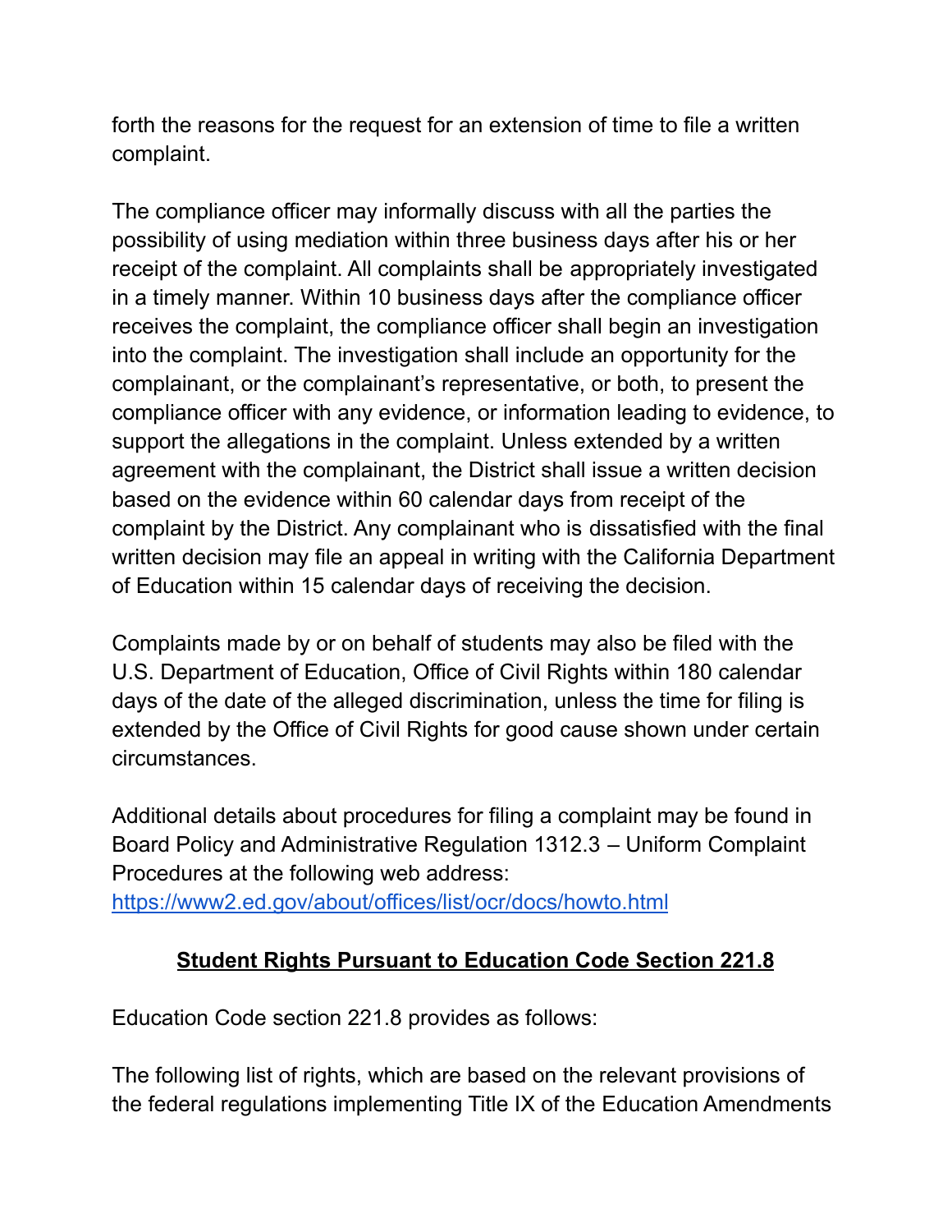forth the reasons for the request for an extension of time to file a written complaint.

The compliance officer may informally discuss with all the parties the possibility of using mediation within three business days after his or her receipt of the complaint. All complaints shall be appropriately investigated in a timely manner. Within 10 business days after the compliance officer receives the complaint, the compliance officer shall begin an investigation into the complaint. The investigation shall include an opportunity for the complainant, or the complainant's representative, or both, to present the compliance officer with any evidence, or information leading to evidence, to support the allegations in the complaint. Unless extended by a written agreement with the complainant, the District shall issue a written decision based on the evidence within 60 calendar days from receipt of the complaint by the District. Any complainant who is dissatisfied with the final written decision may file an appeal in writing with the California Department of Education within 15 calendar days of receiving the decision.

Complaints made by or on behalf of students may also be filed with the U.S. Department of Education, Office of Civil Rights within 180 calendar days of the date of the alleged discrimination, unless the time for filing is extended by the Office of Civil Rights for good cause shown under certain circumstances.

Additional details about procedures for filing a complaint may be found in Board Policy and Administrative Regulation 1312.3 – Uniform Complaint Procedures at the following web address: [https://www2.ed.gov/about/offices/list/ocr/docs/howto.html](https://www2.ed.gov/about/offices/list/ocr/docs/howto.html)

## Student Rights Pursuant to Education Code Section 221.8

Education Code section 221.8 provides as follows:

The following list of rights, which are based on the relevant provisions of the federal regulations implementing Title IX of the Education Amendments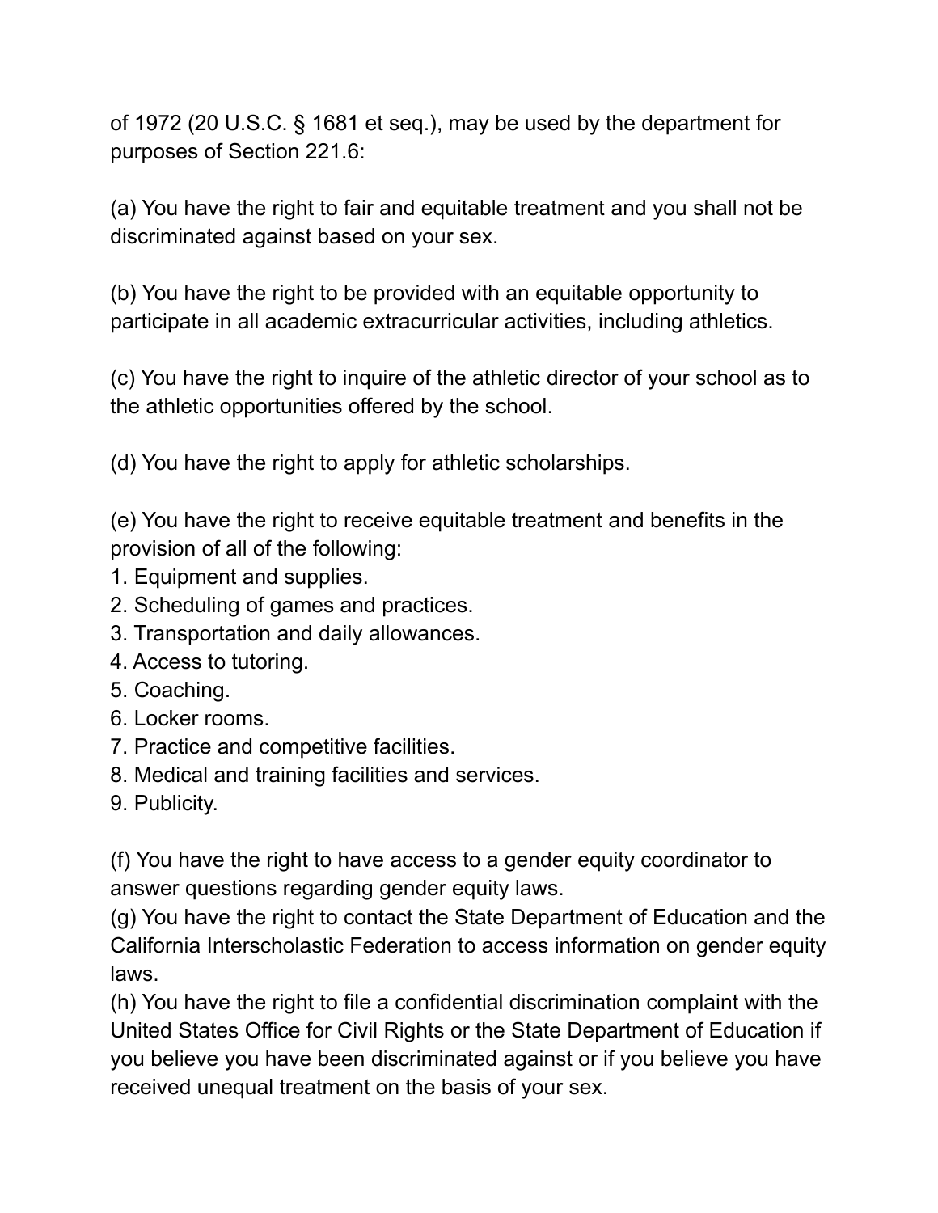of 1972 (20 U.S.C. § 1681 et seq.), may be used by the department for purposes of Section 221.6:

(a) You have the right to fair and equitable treatment and you shall not be discriminated against based on your sex.

(b) You have the right to be provided with an equitable opportunity to participate in all academic extracurricular activities, including athletics.

(c) You have the right to inquire of the athletic director of your school as to the athletic opportunities offered by the school.

(d) You have the right to apply for athletic scholarships.

(e) You have the right to receive equitable treatment and benefits in the provision of all of the following:

1. Equipment and supplies.
2. Scheduling of games and practices.
3. Transportation and daily allowances.
4. Access to tutoring.
5. Coaching.
6. Locker rooms.
7. Practice and competitive facilities.
8. Medical and training facilities and services.
9. Publicity.

(f) You have the right to have access to a gender equity coordinator to answer questions regarding gender equity laws.

(g) You have the right to contact the State Department of Education and the California Interscholastic Federation to access information on gender equity laws.

(h) You have the right to file a confidential discrimination complaint with the United States Office for Civil Rights or the State Department of Education if you believe you have been discriminated against or if you believe you have received unequal treatment on the basis of your sex.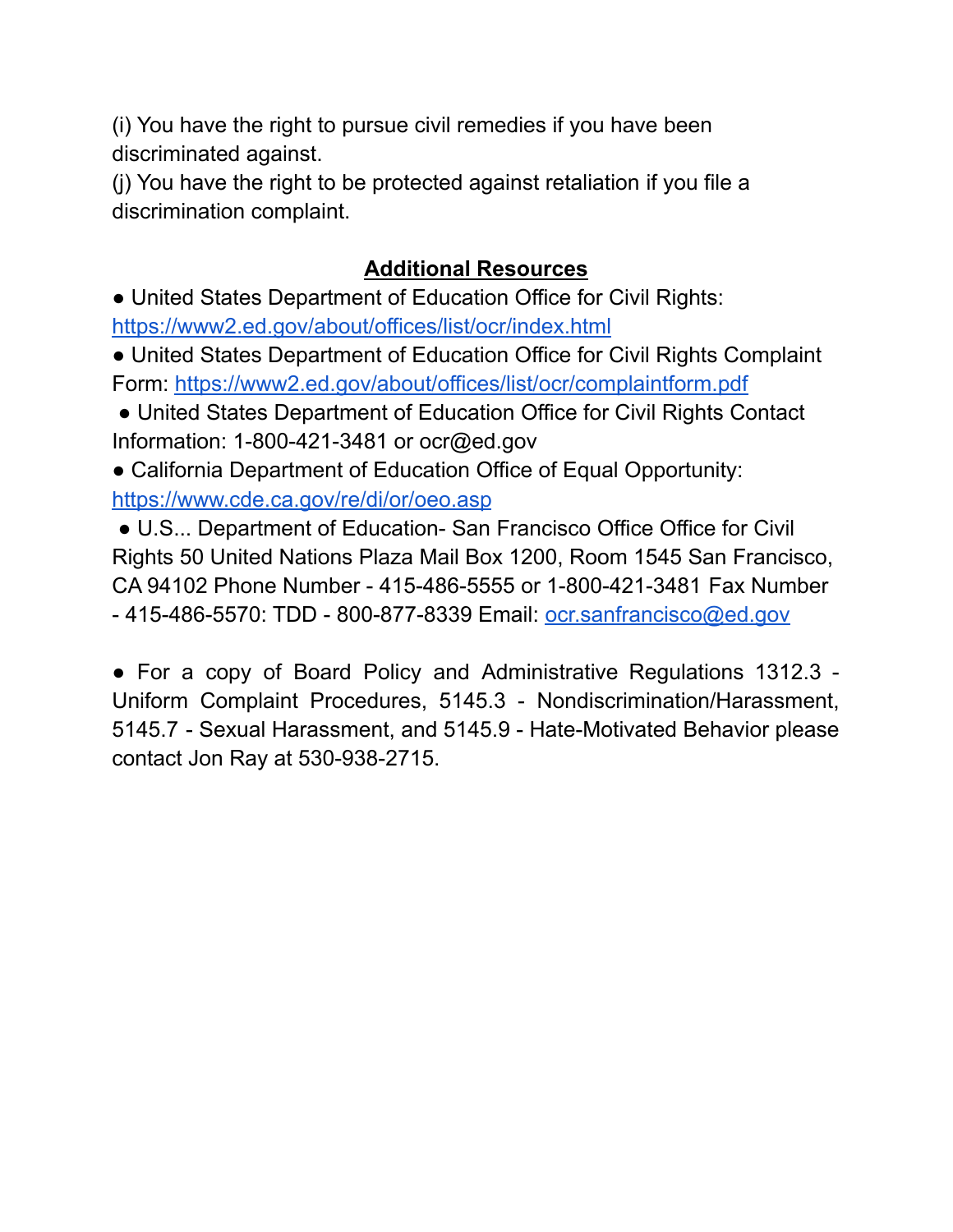(i) You have the right to pursue civil remedies if you have been discriminated against.
(j) You have the right to be protected against retaliation if you file a discrimination complaint.

## Additional Resources

- United States Department of Education Office for Civil Rights: https://www2.ed.gov/about/offices/list/ocr/index.html
- United States Department of Education Office for Civil Rights Complaint Form: https://www2.ed.gov/about/offices/list/ocr/complaintform.pdf
- United States Department of Education Office for Civil Rights Contact Information: 1-800-421-3481 or ocr@ed.gov
- California Department of Education Office of Equal Opportunity: https://www.cde.ca.gov/re/di/or/oeo.asp
- U.S... Department of Education- San Francisco Office Office for Civil Rights 50 United Nations Plaza Mail Box 1200, Room 1545 San Francisco, CA 94102 Phone Number - 415-486-5555 or 1-800-421-3481 Fax Number - 415-486-5570: TDD - 800-877-8339 Email: ocr.sanfrancisco@ed.gov

- For a copy of Board Policy and Administrative Regulations 1312.3 - Uniform Complaint Procedures, 5145.3 - Nondiscrimination/Harassment, 5145.7 - Sexual Harassment, and 5145.9 - Hate-Motivated Behavior please contact Jon Ray at 530-938-2715.